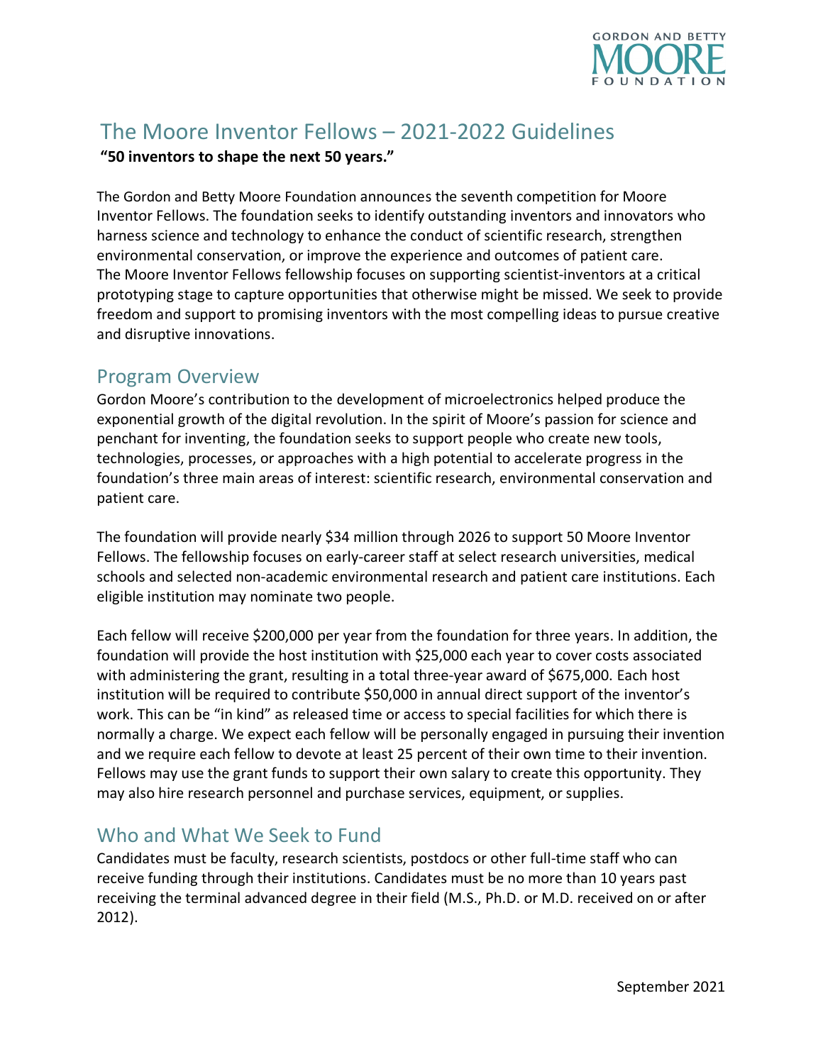# The Moore Inventor Fellows – 2021-2022 Guidelines

**"50 inventors to shape the next 50 years."**

The Gordon and Betty Moore Foundation announces the seventh competition for Moore Inventor Fellows. The foundation seeks to identify outstanding inventors and innovators who harness science and technology to enhance the conduct of scientific research, strengthen environmental conservation, or improve the experience and outcomes of patient care. The Moore Inventor Fellows fellowship focuses on supporting scientist-inventors at a critical prototyping stage to capture opportunities that otherwise might be missed. We seek to provide freedom and support to promising inventors with the most compelling ideas to pursue creative and disruptive innovations.

## Program Overview

Gordon Moore's contribution to the development of microelectronics helped produce the exponential growth of the digital revolution. In the spirit of Moore's passion for science and penchant for inventing, the foundation seeks to support people who create new tools, technologies, processes, or approaches with a high potential to accelerate progress in the foundation's three main areas of interest: scientific research, environmental conservation and patient care.

The foundation will provide nearly $34 million through 2026 to support 50 Moore Inventor Fellows. The fellowship focuses on early-career staff at select research universities, medical schools and selected non-academic environmental research and patient care institutions. Each eligible institution may nominate two people.

Each fellow will receive $200,000 per year from the foundation for three years. In addition, the foundation will provide the host institution with $25,000 each year to cover costs associated with administering the grant, resulting in a total three-year award of $675,000. Each host institution will be required to contribute $50,000 in annual direct support of the inventor's work. This can be "in kind" as released time or access to special facilities for which there is normally a charge. We expect each fellow will be personally engaged in pursuing their invention and we require each fellow to devote at least 25 percent of their own time to their invention. Fellows may use the grant funds to support their own salary to create this opportunity. They may also hire research personnel and purchase services, equipment, or supplies.

## Who and What We Seek to Fund

Candidates must be faculty, research scientists, postdocs or other full-time staff who can receive funding through their institutions. Candidates must be no more than 10 years past receiving the terminal advanced degree in their field (M.S., Ph.D. or M.D. received on or after 2012).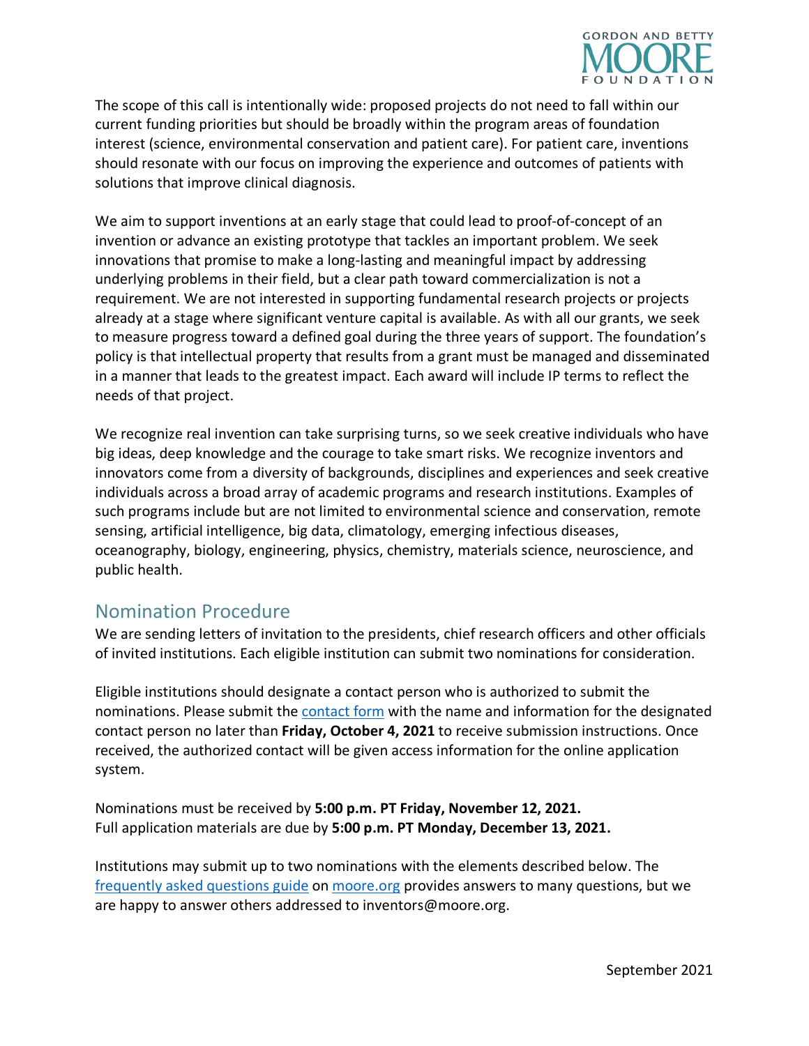The scope of this call is intentionally wide: proposed projects do not need to fall within our current funding priorities but should be broadly within the program areas of foundation interest (science, environmental conservation and patient care). For patient care, inventions should resonate with our focus on improving the experience and outcomes of patients with solutions that improve clinical diagnosis.

We aim to support inventions at an early stage that could lead to proof-of-concept of an invention or advance an existing prototype that tackles an important problem. We seek innovations that promise to make a long-lasting and meaningful impact by addressing underlying problems in their field, but a clear path toward commercialization is not a requirement. We are not interested in supporting fundamental research projects or projects already at a stage where significant venture capital is available. As with all our grants, we seek to measure progress toward a defined goal during the three years of support. The foundation's policy is that intellectual property that results from a grant must be managed and disseminated in a manner that leads to the greatest impact. Each award will include IP terms to reflect the needs of that project.

We recognize real invention can take surprising turns, so we seek creative individuals who have big ideas, deep knowledge and the courage to take smart risks. We recognize inventors and innovators come from a diversity of backgrounds, disciplines and experiences and seek creative individuals across a broad array of academic programs and research institutions. Examples of such programs include but are not limited to environmental science and conservation, remote sensing, artificial intelligence, big data, climatology, emerging infectious diseases, oceanography, biology, engineering, physics, chemistry, materials science, neuroscience, and public health.

## Nomination Procedure

We are sending letters of invitation to the presidents, chief research officers and other officials of invited institutions. Each eligible institution can submit two nominations for consideration.

Eligible institutions should designate a contact person who is authorized to submit the nominations. Please submit the contact form with the name and information for the designated contact person no later than **Friday, October 4, 2021** to receive submission instructions. Once received, the authorized contact will be given access information for the online application system.

Nominations must be received by **5:00 p.m. PT Friday, November 12, 2021.**
Full application materials are due by **5:00 p.m. PT Monday, December 13, 2021.**

Institutions may submit up to two nominations with the elements described below. The frequently asked questions guide on moore.org provides answers to many questions, but we are happy to answer others addressed to inventors@moore.org.

September 2021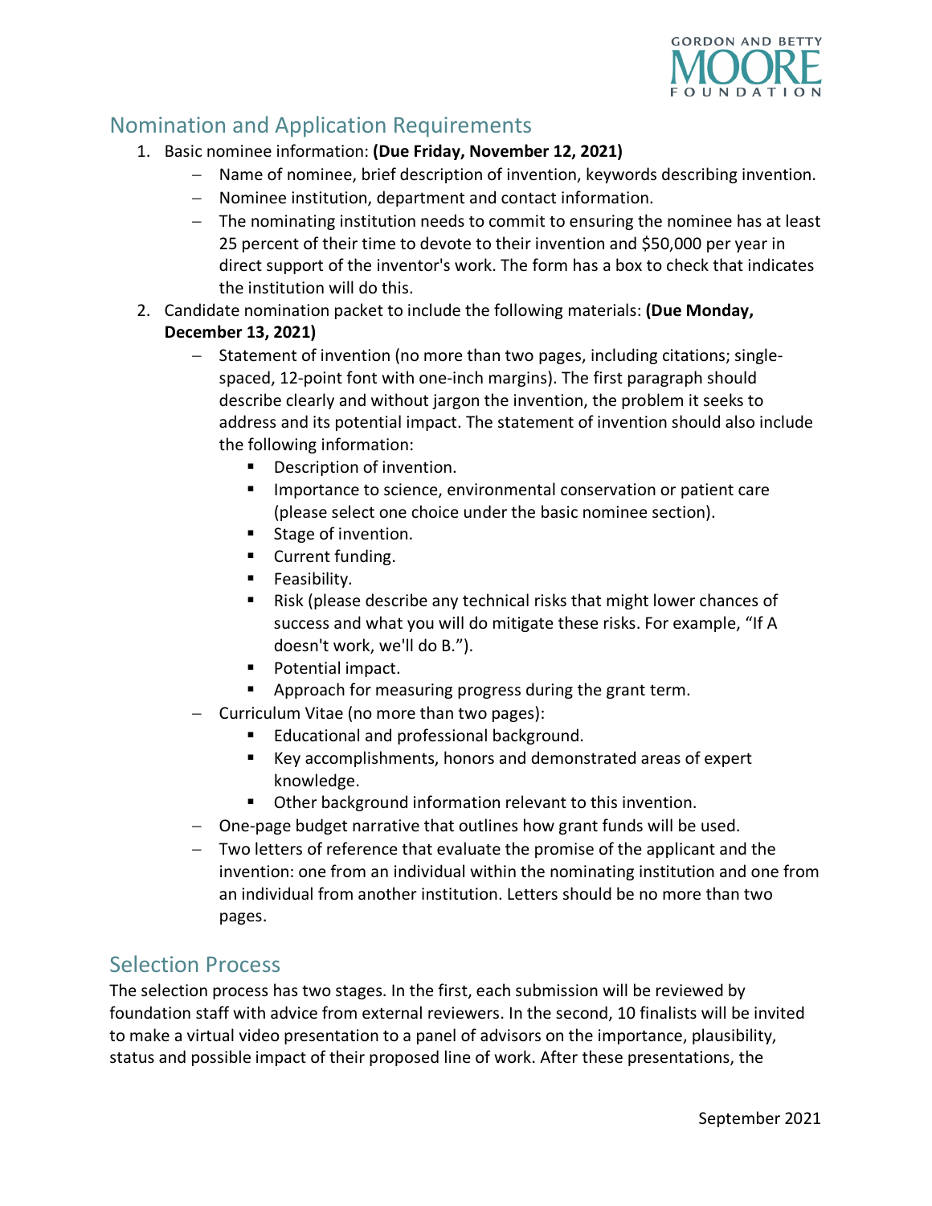## Nomination and Application Requirements

1. Basic nominee information: **(Due Friday, November 12, 2021)**
   - Name of nominee, brief description of invention, keywords describing invention.
   - Nominee institution, department and contact information.
   - The nominating institution needs to commit to ensuring the nominee has at least 25 percent of their time to devote to their invention and $50,000 per year in direct support of the inventor's work. The form has a box to check that indicates the institution will do this.
2. Candidate nomination packet to include the following materials: **(Due Monday, December 13, 2021)**
   - Statement of invention (no more than two pages, including citations; single-spaced, 12-point font with one-inch margins). The first paragraph should describe clearly and without jargon the invention, the problem it seeks to address and its potential impact. The statement of invention should also include the following information:
     - Description of invention.
     - Importance to science, environmental conservation or patient care (please select one choice under the basic nominee section).
     - Stage of invention.
     - Current funding.
     - Feasibility.
     - Risk (please describe any technical risks that might lower chances of success and what you will do mitigate these risks. For example, "If A doesn't work, we'll do B.").
     - Potential impact.
     - Approach for measuring progress during the grant term.
   - Curriculum Vitae (no more than two pages):
     - Educational and professional background.
     - Key accomplishments, honors and demonstrated areas of expert knowledge.
     - Other background information relevant to this invention.
   - One-page budget narrative that outlines how grant funds will be used.
   - Two letters of reference that evaluate the promise of the applicant and the invention: one from an individual within the nominating institution and one from an individual from another institution. Letters should be no more than two pages.

## Selection Process

The selection process has two stages. In the first, each submission will be reviewed by foundation staff with advice from external reviewers. In the second, 10 finalists will be invited to make a virtual video presentation to a panel of advisors on the importance, plausibility, status and possible impact of their proposed line of work. After these presentations, the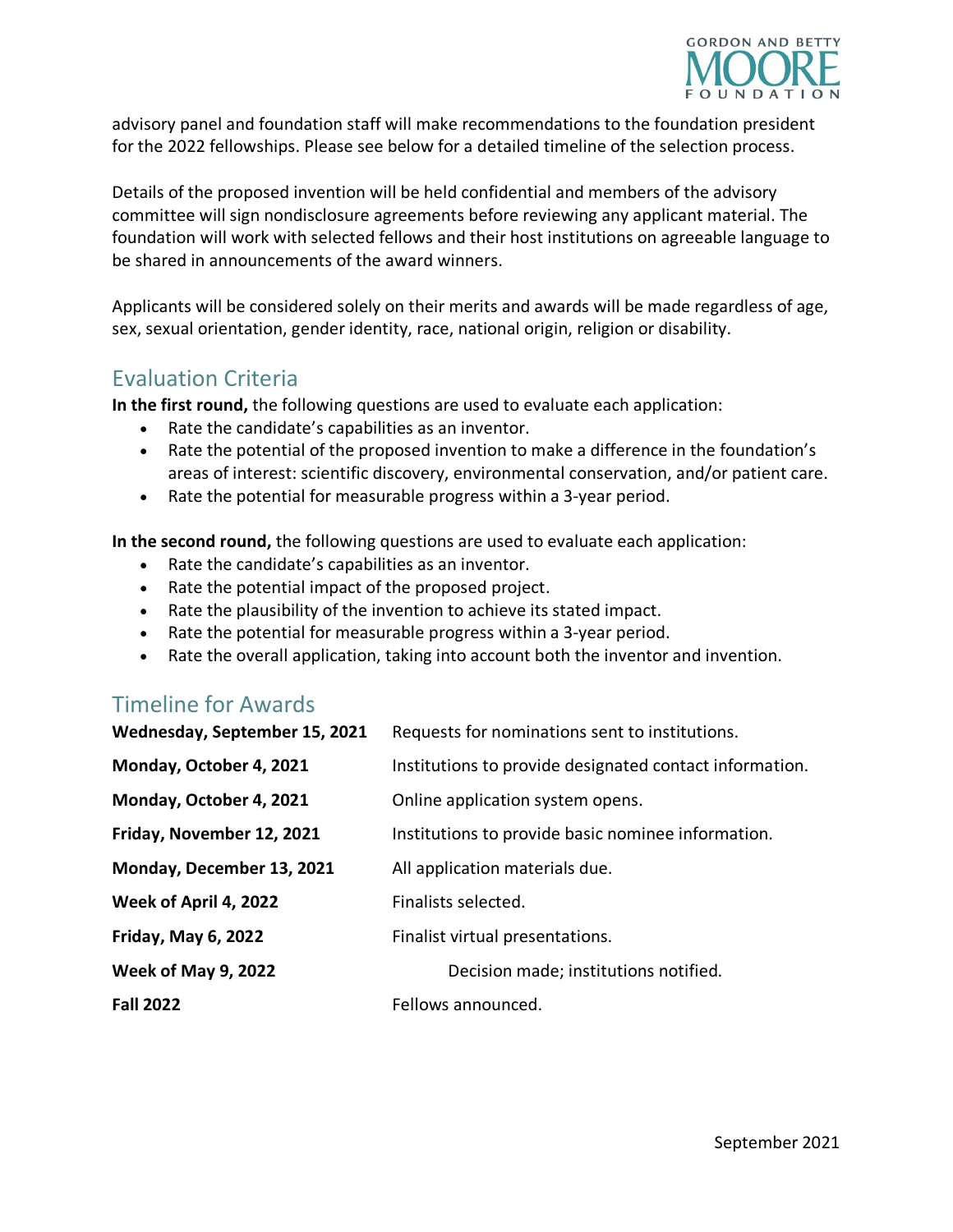advisory panel and foundation staff will make recommendations to the foundation president for the 2022 fellowships. Please see below for a detailed timeline of the selection process.

Details of the proposed invention will be held confidential and members of the advisory committee will sign nondisclosure agreements before reviewing any applicant material. The foundation will work with selected fellows and their host institutions on agreeable language to be shared in announcements of the award winners.

Applicants will be considered solely on their merits and awards will be made regardless of age, sex, sexual orientation, gender identity, race, national origin, religion or disability.

## Evaluation Criteria

**In the first round,** the following questions are used to evaluate each application:

- Rate the candidate's capabilities as an inventor.
- Rate the potential of the proposed invention to make a difference in the foundation's areas of interest: scientific discovery, environmental conservation, and/or patient care.
- Rate the potential for measurable progress within a 3-year period.

**In the second round,** the following questions are used to evaluate each application:

- Rate the candidate's capabilities as an inventor.
- Rate the potential impact of the proposed project.
- Rate the plausibility of the invention to achieve its stated impact.
- Rate the potential for measurable progress within a 3-year period.
- Rate the overall application, taking into account both the inventor and invention.

## Timeline for Awards

| | |
|---|---|
| **Wednesday, September 15, 2021** | Requests for nominations sent to institutions. |
| **Monday, October 4, 2021** | Institutions to provide designated contact information. |
| **Monday, October 4, 2021** | Online application system opens. |
| **Friday, November 12, 2021** | Institutions to provide basic nominee information. |
| **Monday, December 13, 2021** | All application materials due. |
| **Week of April 4, 2022** | Finalists selected. |
| **Friday, May 6, 2022** | Finalist virtual presentations. |
| **Week of May 9, 2022** | Decision made; institutions notified. |
| **Fall 2022** | Fellows announced. |

September 2021